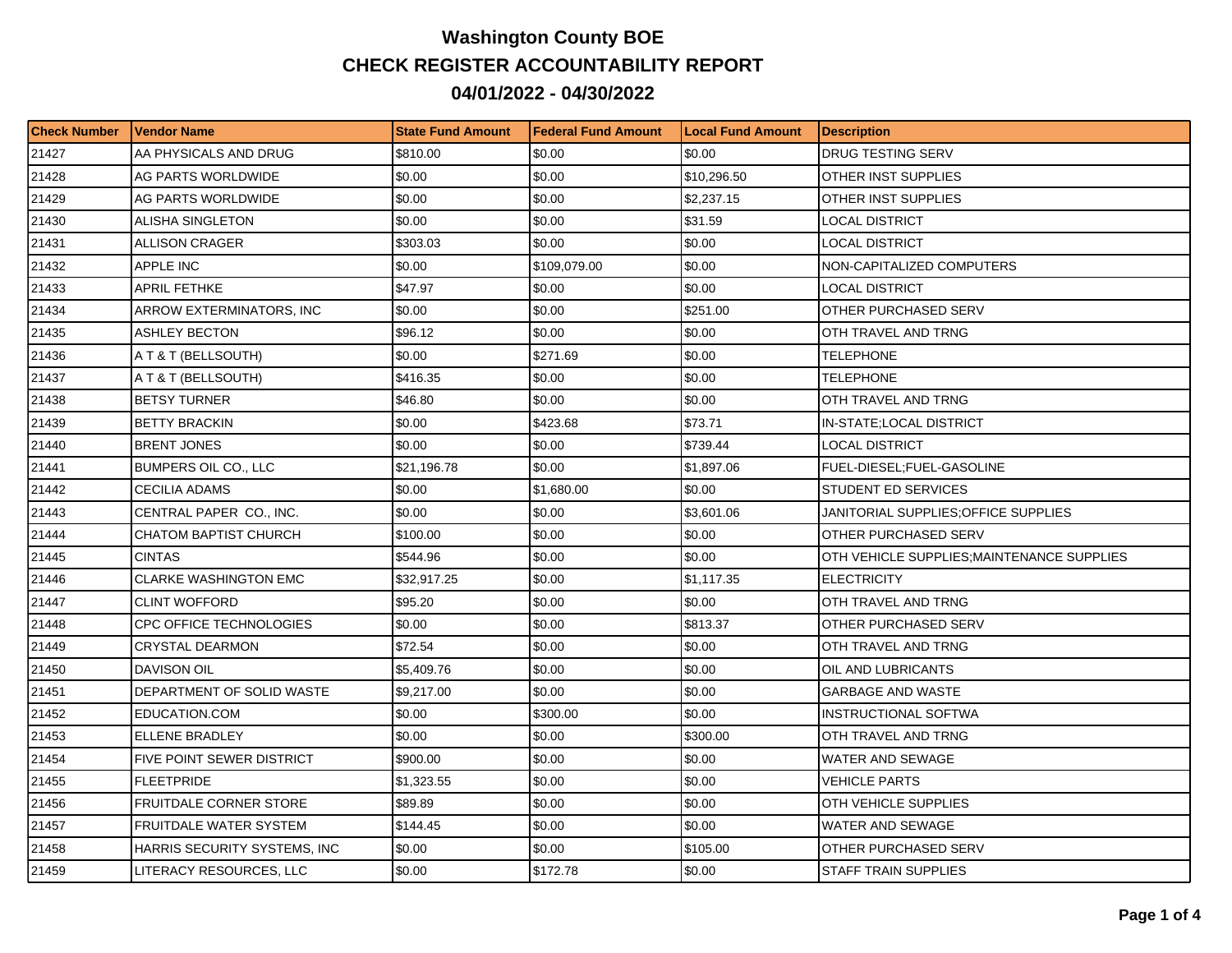# Washington County BOE

## CHECK REGISTER ACCOUNTABILITY REPORT

## 04/01/2022 - 04/30/2022

| Check Number | Vendor Name | State Fund Amount | Federal Fund Amount | Local Fund Amount | Description |
|---|---|---|---|---|---|
| 21427 | AA PHYSICALS AND DRUG | $810.00 | $0.00 | $0.00 | DRUG TESTING SERV |
| 21428 | AG PARTS WORLDWIDE | $0.00 | $0.00 | $10,296.50 | OTHER INST SUPPLIES |
| 21429 | AG PARTS WORLDWIDE | $0.00 | $0.00 | $2,237.15 | OTHER INST SUPPLIES |
| 21430 | ALISHA SINGLETON | $0.00 | $0.00 | $31.59 | LOCAL DISTRICT |
| 21431 | ALLISON CRAGER | $303.03 | $0.00 | $0.00 | LOCAL DISTRICT |
| 21432 | APPLE INC | $0.00 | $109,079.00 | $0.00 | NON-CAPITALIZED COMPUTERS |
| 21433 | APRIL FETHKE | $47.97 | $0.00 | $0.00 | LOCAL DISTRICT |
| 21434 | ARROW EXTERMINATORS, INC | $0.00 | $0.00 | $251.00 | OTHER PURCHASED SERV |
| 21435 | ASHLEY BECTON | $96.12 | $0.00 | $0.00 | OTH TRAVEL AND TRNG |
| 21436 | A T & T (BELLSOUTH) | $0.00 | $271.69 | $0.00 | TELEPHONE |
| 21437 | A T & T (BELLSOUTH) | $416.35 | $0.00 | $0.00 | TELEPHONE |
| 21438 | BETSY TURNER | $46.80 | $0.00 | $0.00 | OTH TRAVEL AND TRNG |
| 21439 | BETTY BRACKIN | $0.00 | $423.68 | $73.71 | IN-STATE;LOCAL DISTRICT |
| 21440 | BRENT JONES | $0.00 | $0.00 | $739.44 | LOCAL DISTRICT |
| 21441 | BUMPERS OIL CO., LLC | $21,196.78 | $0.00 | $1,897.06 | FUEL-DIESEL;FUEL-GASOLINE |
| 21442 | CECILIA ADAMS | $0.00 | $1,680.00 | $0.00 | STUDENT ED SERVICES |
| 21443 | CENTRAL PAPER CO., INC. | $0.00 | $0.00 | $3,601.06 | JANITORIAL SUPPLIES;OFFICE SUPPLIES |
| 21444 | CHATOM BAPTIST CHURCH | $100.00 | $0.00 | $0.00 | OTHER PURCHASED SERV |
| 21445 | CINTAS | $544.96 | $0.00 | $0.00 | OTH VEHICLE SUPPLIES;MAINTENANCE SUPPLIES |
| 21446 | CLARKE WASHINGTON EMC | $32,917.25 | $0.00 | $1,117.35 | ELECTRICITY |
| 21447 | CLINT WOFFORD | $95.20 | $0.00 | $0.00 | OTH TRAVEL AND TRNG |
| 21448 | CPC OFFICE TECHNOLOGIES | $0.00 | $0.00 | $813.37 | OTHER PURCHASED SERV |
| 21449 | CRYSTAL DEARMON | $72.54 | $0.00 | $0.00 | OTH TRAVEL AND TRNG |
| 21450 | DAVISON OIL | $5,409.76 | $0.00 | $0.00 | OIL AND LUBRICANTS |
| 21451 | DEPARTMENT OF SOLID WASTE | $9,217.00 | $0.00 | $0.00 | GARBAGE AND WASTE |
| 21452 | EDUCATION.COM | $0.00 | $300.00 | $0.00 | INSTRUCTIONAL SOFTWA |
| 21453 | ELLENE BRADLEY | $0.00 | $0.00 | $300.00 | OTH TRAVEL AND TRNG |
| 21454 | FIVE POINT SEWER DISTRICT | $900.00 | $0.00 | $0.00 | WATER AND SEWAGE |
| 21455 | FLEETPRIDE | $1,323.55 | $0.00 | $0.00 | VEHICLE PARTS |
| 21456 | FRUITDALE CORNER STORE | $89.89 | $0.00 | $0.00 | OTH VEHICLE SUPPLIES |
| 21457 | FRUITDALE WATER SYSTEM | $144.45 | $0.00 | $0.00 | WATER AND SEWAGE |
| 21458 | HARRIS SECURITY SYSTEMS, INC | $0.00 | $0.00 | $105.00 | OTHER PURCHASED SERV |
| 21459 | LITERACY RESOURCES, LLC | $0.00 | $172.78 | $0.00 | STAFF TRAIN SUPPLIES |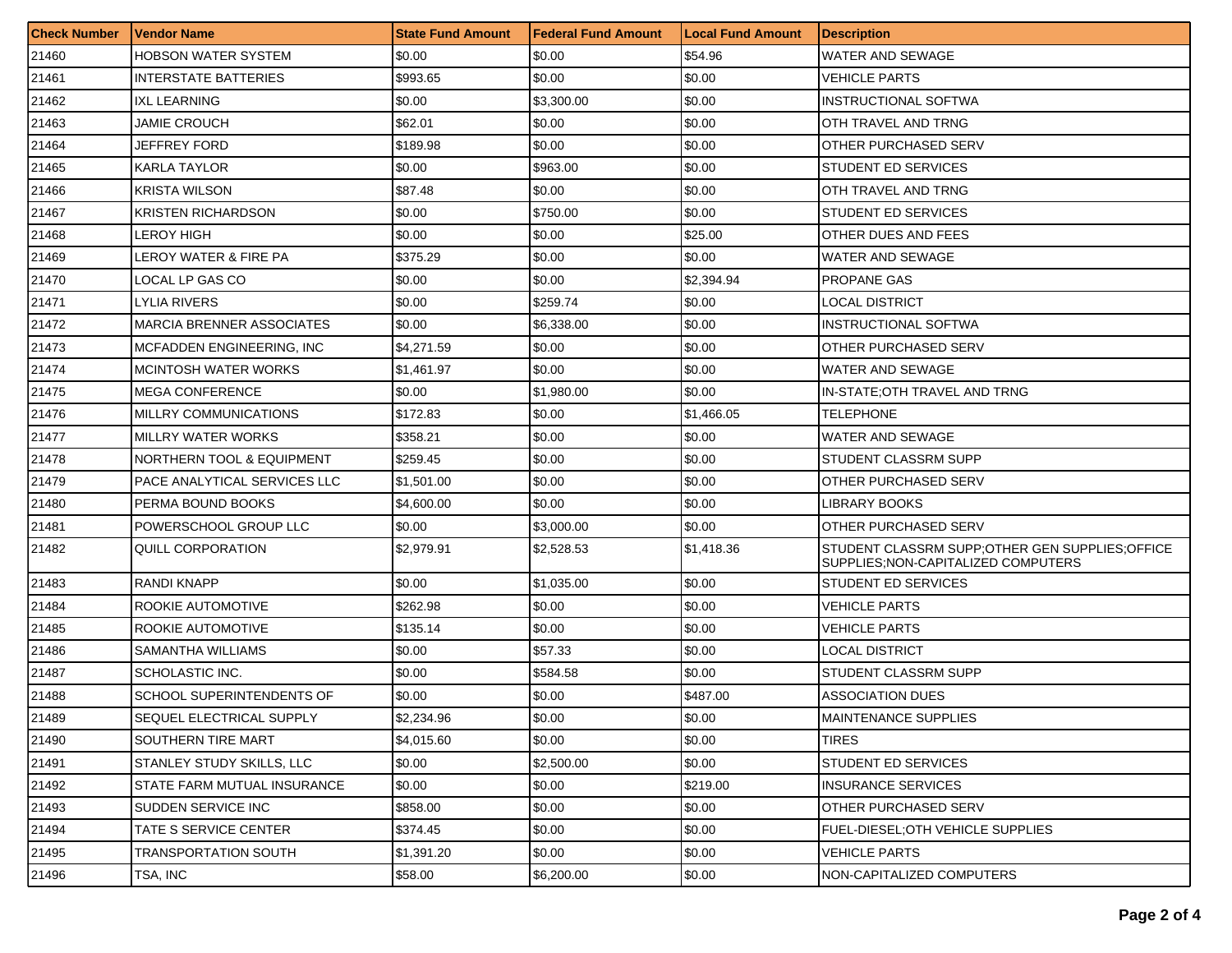| Check Number | Vendor Name | State Fund Amount | Federal Fund Amount | Local Fund Amount | Description |
|---|---|---|---|---|---|
| 21460 | HOBSON WATER SYSTEM | $0.00 | $0.00 | $54.96 | WATER AND SEWAGE |
| 21461 | INTERSTATE BATTERIES | $993.65 | $0.00 | $0.00 | VEHICLE PARTS |
| 21462 | IXL LEARNING | $0.00 | $3,300.00 | $0.00 | INSTRUCTIONAL SOFTWA |
| 21463 | JAMIE CROUCH | $62.01 | $0.00 | $0.00 | OTH TRAVEL AND TRNG |
| 21464 | JEFFREY FORD | $189.98 | $0.00 | $0.00 | OTHER PURCHASED SERV |
| 21465 | KARLA TAYLOR | $0.00 | $963.00 | $0.00 | STUDENT ED SERVICES |
| 21466 | KRISTA WILSON | $87.48 | $0.00 | $0.00 | OTH TRAVEL AND TRNG |
| 21467 | KRISTEN RICHARDSON | $0.00 | $750.00 | $0.00 | STUDENT ED SERVICES |
| 21468 | LEROY HIGH | $0.00 | $0.00 | $25.00 | OTHER DUES AND FEES |
| 21469 | LEROY WATER & FIRE PA | $375.29 | $0.00 | $0.00 | WATER AND SEWAGE |
| 21470 | LOCAL LP GAS CO | $0.00 | $0.00 | $2,394.94 | PROPANE GAS |
| 21471 | LYLIA RIVERS | $0.00 | $259.74 | $0.00 | LOCAL DISTRICT |
| 21472 | MARCIA BRENNER ASSOCIATES | $0.00 | $6,338.00 | $0.00 | INSTRUCTIONAL SOFTWA |
| 21473 | MCFADDEN ENGINEERING, INC | $4,271.59 | $0.00 | $0.00 | OTHER PURCHASED SERV |
| 21474 | MCINTOSH WATER WORKS | $1,461.97 | $0.00 | $0.00 | WATER AND SEWAGE |
| 21475 | MEGA CONFERENCE | $0.00 | $1,980.00 | $0.00 | IN-STATE;OTH TRAVEL AND TRNG |
| 21476 | MILLRY COMMUNICATIONS | $172.83 | $0.00 | $1,466.05 | TELEPHONE |
| 21477 | MILLRY WATER WORKS | $358.21 | $0.00 | $0.00 | WATER AND SEWAGE |
| 21478 | NORTHERN TOOL & EQUIPMENT | $259.45 | $0.00 | $0.00 | STUDENT CLASSRM SUPP |
| 21479 | PACE ANALYTICAL SERVICES LLC | $1,501.00 | $0.00 | $0.00 | OTHER PURCHASED SERV |
| 21480 | PERMA BOUND BOOKS | $4,600.00 | $0.00 | $0.00 | LIBRARY BOOKS |
| 21481 | POWERSCHOOL GROUP LLC | $0.00 | $3,000.00 | $0.00 | OTHER PURCHASED SERV |
| 21482 | QUILL CORPORATION | $2,979.91 | $2,528.53 | $1,418.36 | STUDENT CLASSRM SUPP;OTHER GEN SUPPLIES;OFFICE SUPPLIES;NON-CAPITALIZED COMPUTERS |
| 21483 | RANDI KNAPP | $0.00 | $1,035.00 | $0.00 | STUDENT ED SERVICES |
| 21484 | ROOKIE AUTOMOTIVE | $262.98 | $0.00 | $0.00 | VEHICLE PARTS |
| 21485 | ROOKIE AUTOMOTIVE | $135.14 | $0.00 | $0.00 | VEHICLE PARTS |
| 21486 | SAMANTHA WILLIAMS | $0.00 | $57.33 | $0.00 | LOCAL DISTRICT |
| 21487 | SCHOLASTIC INC. | $0.00 | $584.58 | $0.00 | STUDENT CLASSRM SUPP |
| 21488 | SCHOOL SUPERINTENDENTS OF | $0.00 | $0.00 | $487.00 | ASSOCIATION DUES |
| 21489 | SEQUEL ELECTRICAL SUPPLY | $2,234.96 | $0.00 | $0.00 | MAINTENANCE SUPPLIES |
| 21490 | SOUTHERN TIRE MART | $4,015.60 | $0.00 | $0.00 | TIRES |
| 21491 | STANLEY STUDY SKILLS, LLC | $0.00 | $2,500.00 | $0.00 | STUDENT ED SERVICES |
| 21492 | STATE FARM MUTUAL INSURANCE | $0.00 | $0.00 | $219.00 | INSURANCE SERVICES |
| 21493 | SUDDEN SERVICE INC | $858.00 | $0.00 | $0.00 | OTHER PURCHASED SERV |
| 21494 | TATE S SERVICE CENTER | $374.45 | $0.00 | $0.00 | FUEL-DIESEL;OTH VEHICLE SUPPLIES |
| 21495 | TRANSPORTATION SOUTH | $1,391.20 | $0.00 | $0.00 | VEHICLE PARTS |
| 21496 | TSA, INC | $58.00 | $6,200.00 | $0.00 | NON-CAPITALIZED COMPUTERS |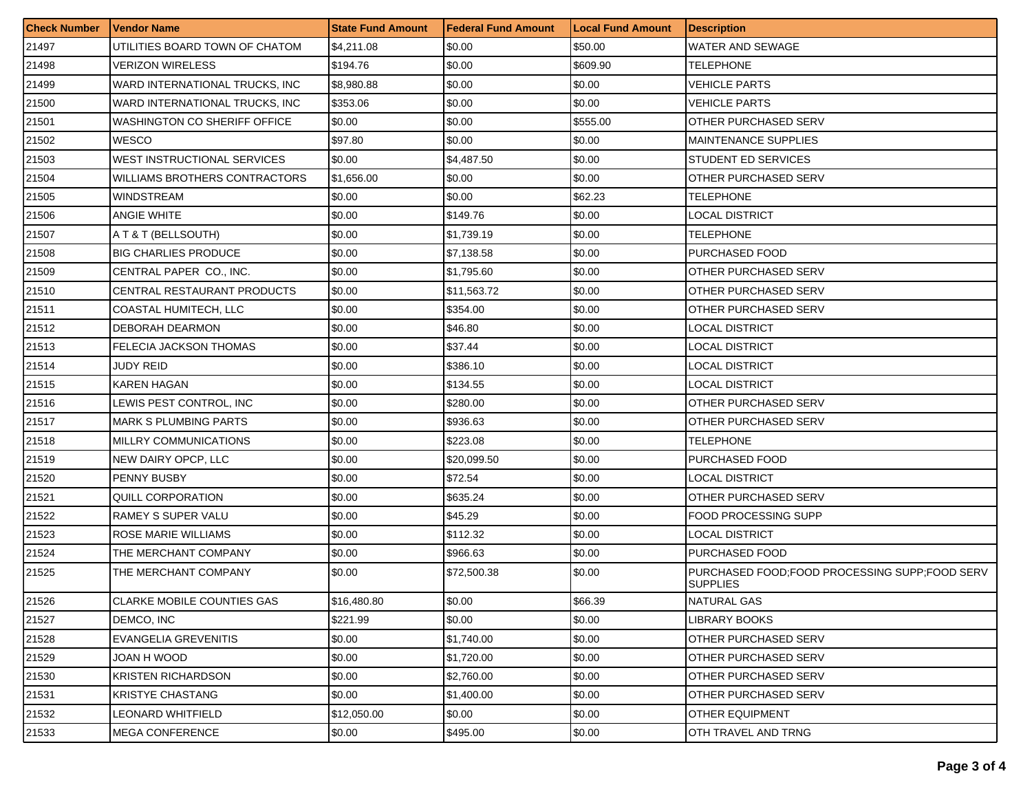| Check Number | Vendor Name | State Fund Amount | Federal Fund Amount | Local Fund Amount | Description |
| --- | --- | --- | --- | --- | --- |
| 21497 | UTILITIES BOARD TOWN OF CHATOM | $4,211.08 | $0.00 | $50.00 | WATER AND SEWAGE |
| 21498 | VERIZON WIRELESS | $194.76 | $0.00 | $609.90 | TELEPHONE |
| 21499 | WARD INTERNATIONAL TRUCKS, INC | $8,980.88 | $0.00 | $0.00 | VEHICLE PARTS |
| 21500 | WARD INTERNATIONAL TRUCKS, INC | $353.06 | $0.00 | $0.00 | VEHICLE PARTS |
| 21501 | WASHINGTON CO SHERIFF OFFICE | $0.00 | $0.00 | $555.00 | OTHER PURCHASED SERV |
| 21502 | WESCO | $97.80 | $0.00 | $0.00 | MAINTENANCE SUPPLIES |
| 21503 | WEST INSTRUCTIONAL SERVICES | $0.00 | $4,487.50 | $0.00 | STUDENT ED SERVICES |
| 21504 | WILLIAMS BROTHERS CONTRACTORS | $1,656.00 | $0.00 | $0.00 | OTHER PURCHASED SERV |
| 21505 | WINDSTREAM | $0.00 | $0.00 | $62.23 | TELEPHONE |
| 21506 | ANGIE WHITE | $0.00 | $149.76 | $0.00 | LOCAL DISTRICT |
| 21507 | A T & T (BELLSOUTH) | $0.00 | $1,739.19 | $0.00 | TELEPHONE |
| 21508 | BIG CHARLIES PRODUCE | $0.00 | $7,138.58 | $0.00 | PURCHASED FOOD |
| 21509 | CENTRAL PAPER CO., INC. | $0.00 | $1,795.60 | $0.00 | OTHER PURCHASED SERV |
| 21510 | CENTRAL RESTAURANT PRODUCTS | $0.00 | $11,563.72 | $0.00 | OTHER PURCHASED SERV |
| 21511 | COASTAL HUMITECH, LLC | $0.00 | $354.00 | $0.00 | OTHER PURCHASED SERV |
| 21512 | DEBORAH DEARMON | $0.00 | $46.80 | $0.00 | LOCAL DISTRICT |
| 21513 | FELECIA JACKSON THOMAS | $0.00 | $37.44 | $0.00 | LOCAL DISTRICT |
| 21514 | JUDY REID | $0.00 | $386.10 | $0.00 | LOCAL DISTRICT |
| 21515 | KAREN HAGAN | $0.00 | $134.55 | $0.00 | LOCAL DISTRICT |
| 21516 | LEWIS PEST CONTROL, INC | $0.00 | $280.00 | $0.00 | OTHER PURCHASED SERV |
| 21517 | MARK S PLUMBING PARTS | $0.00 | $936.63 | $0.00 | OTHER PURCHASED SERV |
| 21518 | MILLRY COMMUNICATIONS | $0.00 | $223.08 | $0.00 | TELEPHONE |
| 21519 | NEW DAIRY OPCP, LLC | $0.00 | $20,099.50 | $0.00 | PURCHASED FOOD |
| 21520 | PENNY BUSBY | $0.00 | $72.54 | $0.00 | LOCAL DISTRICT |
| 21521 | QUILL CORPORATION | $0.00 | $635.24 | $0.00 | OTHER PURCHASED SERV |
| 21522 | RAMEY S SUPER VALU | $0.00 | $45.29 | $0.00 | FOOD PROCESSING SUPP |
| 21523 | ROSE MARIE WILLIAMS | $0.00 | $112.32 | $0.00 | LOCAL DISTRICT |
| 21524 | THE MERCHANT COMPANY | $0.00 | $966.63 | $0.00 | PURCHASED FOOD |
| 21525 | THE MERCHANT COMPANY | $0.00 | $72,500.38 | $0.00 | PURCHASED FOOD;FOOD PROCESSING SUPP;FOOD SERV SUPPLIES |
| 21526 | CLARKE MOBILE COUNTIES GAS | $16,480.80 | $0.00 | $66.39 | NATURAL GAS |
| 21527 | DEMCO, INC | $221.99 | $0.00 | $0.00 | LIBRARY BOOKS |
| 21528 | EVANGELIA GREVENITIS | $0.00 | $1,740.00 | $0.00 | OTHER PURCHASED SERV |
| 21529 | JOAN H WOOD | $0.00 | $1,720.00 | $0.00 | OTHER PURCHASED SERV |
| 21530 | KRISTEN RICHARDSON | $0.00 | $2,760.00 | $0.00 | OTHER PURCHASED SERV |
| 21531 | KRISTYE CHASTANG | $0.00 | $1,400.00 | $0.00 | OTHER PURCHASED SERV |
| 21532 | LEONARD WHITFIELD | $12,050.00 | $0.00 | $0.00 | OTHER EQUIPMENT |
| 21533 | MEGA CONFERENCE | $0.00 | $495.00 | $0.00 | OTH TRAVEL AND TRNG |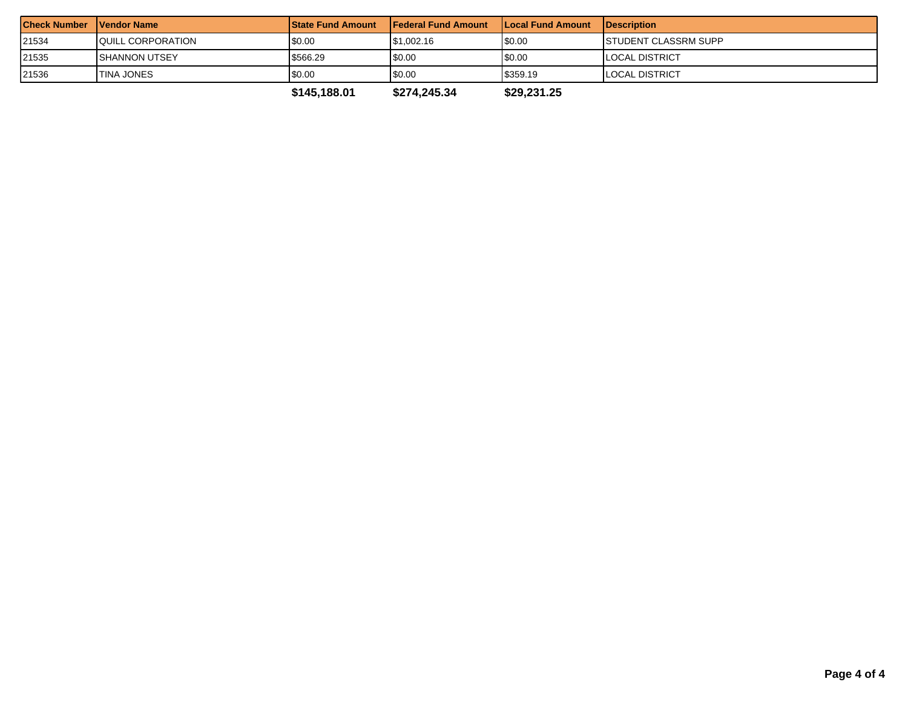| Check Number | Vendor Name | State Fund Amount | Federal Fund Amount | Local Fund Amount | Description |
|---|---|---|---|---|---|
| 21534 | QUILL CORPORATION | $0.00 | $1,002.16 | $0.00 | STUDENT CLASSRM SUPP |
| 21535 | SHANNON UTSEY | $566.29 | $0.00 | $0.00 | LOCAL DISTRICT |
| 21536 | TINA JONES | $0.00 | $0.00 | $359.19 | LOCAL DISTRICT |
| | | **$145,188.01** | **$274,245.34** | **$29,231.25** | |